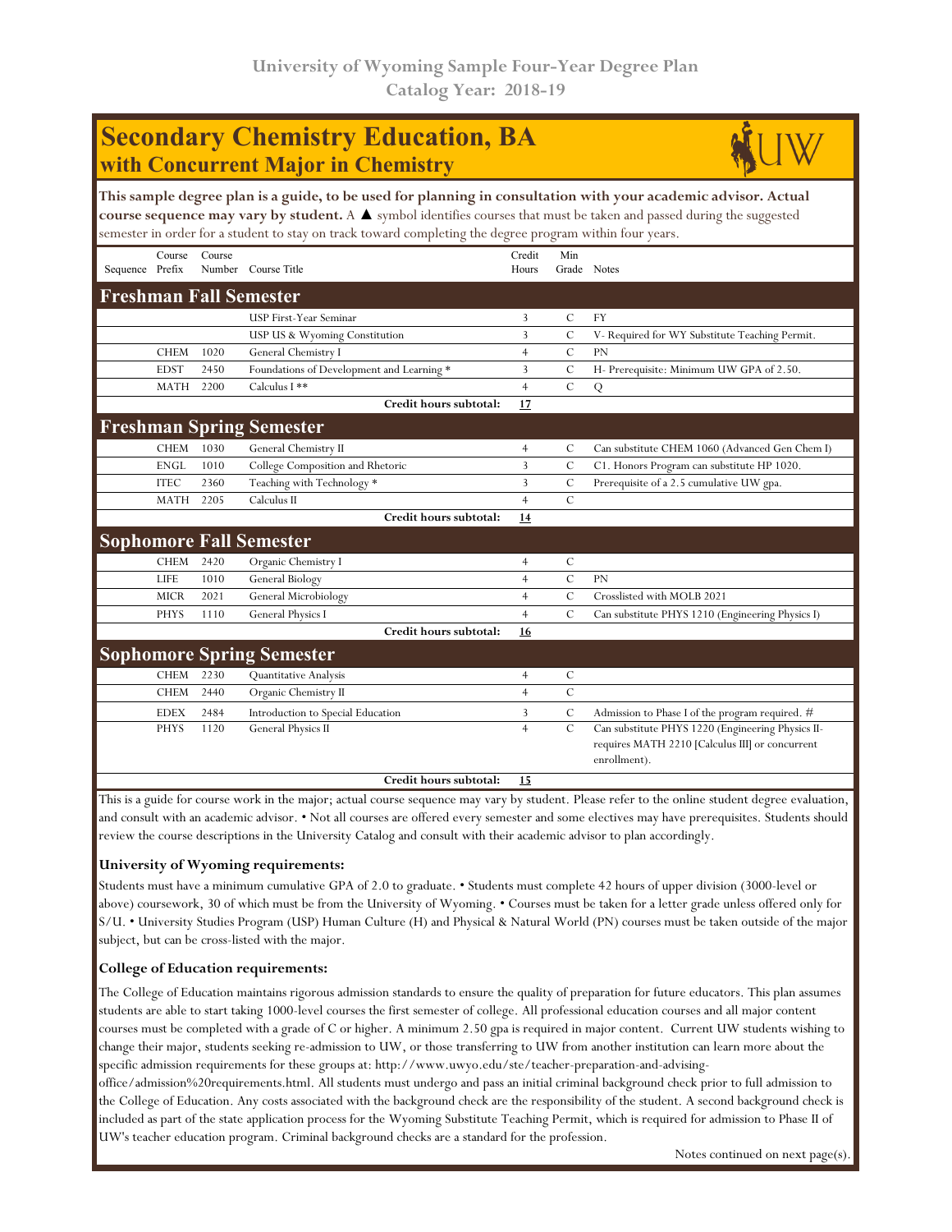# University of Wyoming Sample Four-Year Degree Plan
## Catalog Year: 2018-19

# Secondary Chemistry Education, BA
## with Concurrent Major in Chemistry

**This sample degree plan is a guide, to be used for planning in consultation with your academic advisor. Actual course sequence may vary by student.** A ▲ symbol identifies courses that must be taken and passed during the suggested semester in order for a student to stay on track toward completing the degree program within four years.

| Sequence | Course Prefix | Course Number | Course Title | Credit Hours | Min Grade | Notes |
|---|---|---|---|---|---|---|
| **Freshman Fall Semester** | | | | | | |
| | | | USP First-Year Seminar | 3 | C | FY |
| | | | USP US & Wyoming Constitution | 3 | C | V- Required for WY Substitute Teaching Permit. |
| | CHEM | 1020 | General Chemistry I | 4 | C | PN |
| | EDST | 2450 | Foundations of Development and Learning * | 3 | C | H- Prerequisite: Minimum UW GPA of 2.50. |
| | MATH | 2200 | Calculus I ** | 4 | C | Q |
| | | | **Credit hours subtotal:** | **17** | | |
| **Freshman Spring Semester** | | | | | | |
| | CHEM | 1030 | General Chemistry II | 4 | C | Can substitute CHEM 1060 (Advanced Gen Chem I) |
| | ENGL | 1010 | College Composition and Rhetoric | 3 | C | C1. Honors Program can substitute HP 1020. |
| | ITEC | 2360 | Teaching with Technology * | 3 | C | Prerequisite of a 2.5 cumulative UW gpa. |
| | MATH | 2205 | Calculus II | 4 | C | |
| | | | **Credit hours subtotal:** | **14** | | |
| **Sophomore Fall Semester** | | | | | | |
| | CHEM | 2420 | Organic Chemistry I | 4 | C | |
| | LIFE | 1010 | General Biology | 4 | C | PN |
| | MICR | 2021 | General Microbiology | 4 | C | Crosslisted with MOLB 2021 |
| | PHYS | 1110 | General Physics I | 4 | C | Can substitute PHYS 1210 (Engineering Physics I) |
| | | | **Credit hours subtotal:** | **16** | | |
| **Sophomore Spring Semester** | | | | | | |
| | CHEM | 2230 | Quantitative Analysis | 4 | C | |
| | CHEM | 2440 | Organic Chemistry II | 4 | C | |
| | EDEX | 2484 | Introduction to Special Education | 3 | C | Admission to Phase I of the program required. # |
| | PHYS | 1120 | General Physics II | 4 | C | Can substitute PHYS 1220 (Engineering Physics II- requires MATH 2210 [Calculus III] or concurrent enrollment). |
| | | | **Credit hours subtotal:** | **15** | | |

This is a guide for course work in the major; actual course sequence may vary by student. Please refer to the online student degree evaluation, and consult with an academic advisor. • Not all courses are offered every semester and some electives may have prerequisites. Students should review the course descriptions in the University Catalog and consult with their academic advisor to plan accordingly.

### University of Wyoming requirements:

Students must have a minimum cumulative GPA of 2.0 to graduate. • Students must complete 42 hours of upper division (3000-level or above) coursework, 30 of which must be from the University of Wyoming. • Courses must be taken for a letter grade unless offered only for S/U. • University Studies Program (USP) Human Culture (H) and Physical & Natural World (PN) courses must be taken outside of the major subject, but can be cross-listed with the major.

### College of Education requirements:

The College of Education maintains rigorous admission standards to ensure the quality of preparation for future educators. This plan assumes students are able to start taking 1000-level courses the first semester of college. All professional education courses and all major content courses must be completed with a grade of C or higher. A minimum 2.50 gpa is required in major content. Current UW students wishing to change their major, students seeking re-admission to UW, or those transferring to UW from another institution can learn more about the specific admission requirements for these groups at: http://www.uwyo.edu/ste/teacher-preparation-and-advising-office/admission%20requirements.html. All students must undergo and pass an initial criminal background check prior to full admission to the College of Education. Any costs associated with the background check are the responsibility of the student. A second background check is included as part of the state application process for the Wyoming Substitute Teaching Permit, which is required for admission to Phase II of UW's teacher education program. Criminal background checks are a standard for the profession.

Notes continued on next page(s).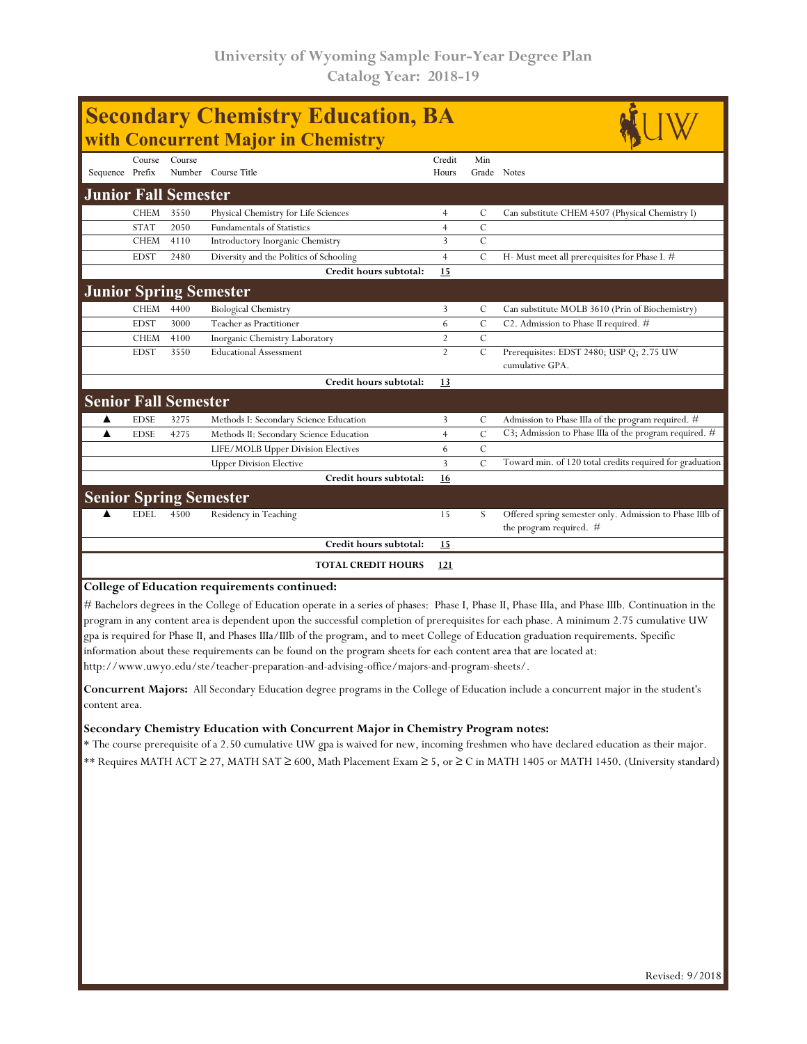# University of Wyoming Sample Four-Year Degree Plan
## Catalog Year: 2018-19

## Secondary Chemistry Education, BA
### with Concurrent Major in Chemistry

| Sequence | Course Prefix | Course Number | Course Title | Credit Hours | Min Grade | Notes |
|---|---|---|---|---|---|---|
| **Junior Fall Semester** | | | | | | |
| | CHEM | 3550 | Physical Chemistry for Life Sciences | 4 | C | Can substitute CHEM 4507 (Physical Chemistry I) |
| | STAT | 2050 | Fundamentals of Statistics | 4 | C | |
| | CHEM | 4110 | Introductory Inorganic Chemistry | 3 | C | |
| | EDST | 2480 | Diversity and the Politics of Schooling | 4 | C | H- Must meet all prerequisites for Phase I. # |
| | | | **Credit hours subtotal:** | **15** | | |
| **Junior Spring Semester** | | | | | | |
| | CHEM | 4400 | Biological Chemistry | 3 | C | Can substitute MOLB 3610 (Prin of Biochemistry) |
| | EDST | 3000 | Teacher as Practitioner | 6 | C | C2. Admission to Phase II required. # |
| | CHEM | 4100 | Inorganic Chemistry Laboratory | 2 | C | |
| | EDST | 3550 | Educational Assessment | 2 | C | Prerequisites: EDST 2480; USP Q; 2.75 UW cumulative GPA. |
| | | | **Credit hours subtotal:** | **13** | | |
| **Senior Fall Semester** | | | | | | |
| ▲ | EDSE | 3275 | Methods I: Secondary Science Education | 3 | C | Admission to Phase IIIa of the program required. # |
| ▲ | EDSE | 4275 | Methods II: Secondary Science Education | 4 | C | C3; Admission to Phase IIIa of the program required. # |
| | | | LIFE/MOLB Upper Division Electives | 6 | C | |
| | | | Upper Division Elective | 3 | C | Toward min. of 120 total credits required for graduation |
| | | | **Credit hours subtotal:** | **16** | | |
| **Senior Spring Semester** | | | | | | |
| ▲ | EDEL | 4500 | Residency in Teaching | 15 | S | Offered spring semester only. Admission to Phase IIIb of the program required. # |
| | | | **Credit hours subtotal:** | **15** | | |
| | | | **TOTAL CREDIT HOURS** | **121** | | |

**College of Education requirements continued:**

# Bachelors degrees in the College of Education operate in a series of phases: Phase I, Phase II, Phase IIIa, and Phase IIIb. Continuation in the program in any content area is dependent upon the successful completion of prerequisites for each phase. A minimum 2.75 cumulative UW gpa is required for Phase II, and Phases IIIa/IIIb of the program, and to meet College of Education graduation requirements. Specific information about these requirements can be found on the program sheets for each content area that are located at: http://www.uwyo.edu/ste/teacher-preparation-and-advising-office/majors-and-program-sheets/.

**Concurrent Majors:** All Secondary Education degree programs in the College of Education include a concurrent major in the student's content area.

**Secondary Chemistry Education with Concurrent Major in Chemistry Program notes:**

* The course prerequisite of a 2.50 cumulative UW gpa is waived for new, incoming freshmen who have declared education as their major.

** Requires MATH ACT ≥ 27, MATH SAT ≥ 600, Math Placement Exam ≥ 5, or ≥ C in MATH 1405 or MATH 1450. (University standard)

Revised: 9/2018